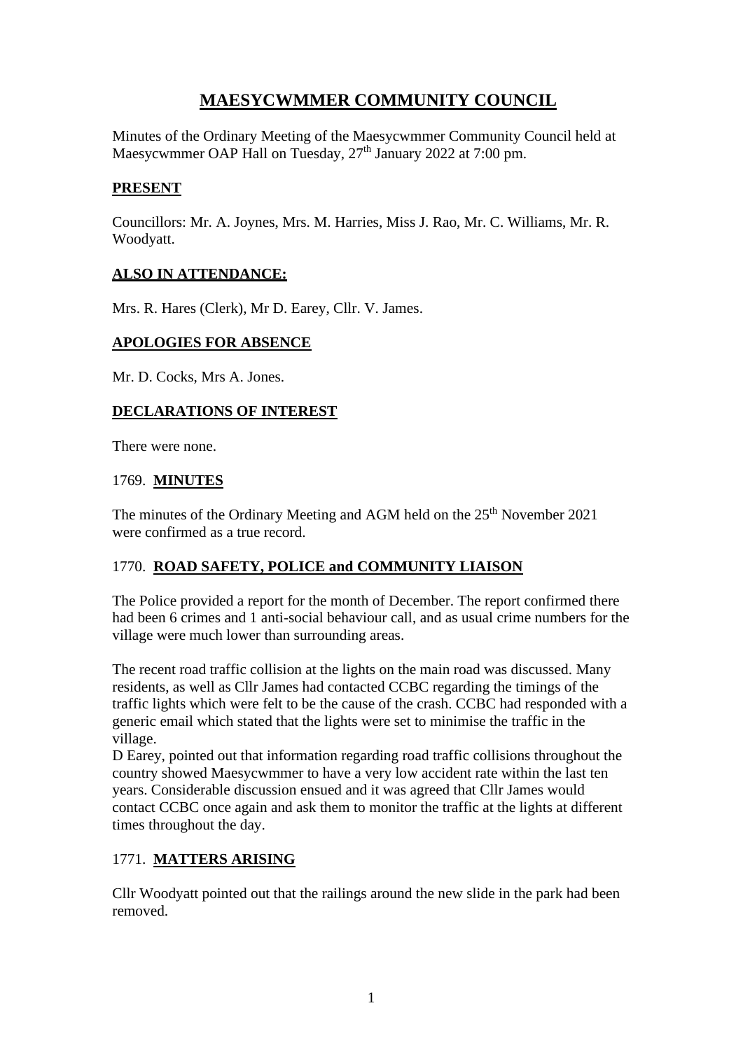# MAESYCWMMER COMMUNITY COUNCIL

Minutes of the Ordinary Meeting of the Maesycwmmer Community Council held at Maesycwmmer OAP Hall on Tuesday, 27th January 2022 at 7:00 pm.

## PRESENT

Councillors: Mr. A. Joynes, Mrs. M. Harries, Miss J. Rao, Mr. C. Williams, Mr. R. Woodyatt.

## ALSO IN ATTENDANCE:

Mrs. R. Hares (Clerk), Mr D. Earey, Cllr. V. James.

## APOLOGIES FOR ABSENCE

Mr. D. Cocks, Mrs A. Jones.

## DECLARATIONS OF INTEREST

There were none.

## 1769. MINUTES

The minutes of the Ordinary Meeting and AGM held on the 25th November 2021 were confirmed as a true record.

## 1770. ROAD SAFETY, POLICE and COMMUNITY LIAISON

The Police provided a report for the month of December. The report confirmed there had been 6 crimes and 1 anti-social behaviour call, and as usual crime numbers for the village were much lower than surrounding areas.

The recent road traffic collision at the lights on the main road was discussed. Many residents, as well as Cllr James had contacted CCBC regarding the timings of the traffic lights which were felt to be the cause of the crash. CCBC had responded with a generic email which stated that the lights were set to minimise the traffic in the village.

D Earey, pointed out that information regarding road traffic collisions throughout the country showed Maesycwmmer to have a very low accident rate within the last ten years. Considerable discussion ensued and it was agreed that Cllr James would contact CCBC once again and ask them to monitor the traffic at the lights at different times throughout the day.

## 1771. MATTERS ARISING

Cllr Woodyatt pointed out that the railings around the new slide in the park had been removed.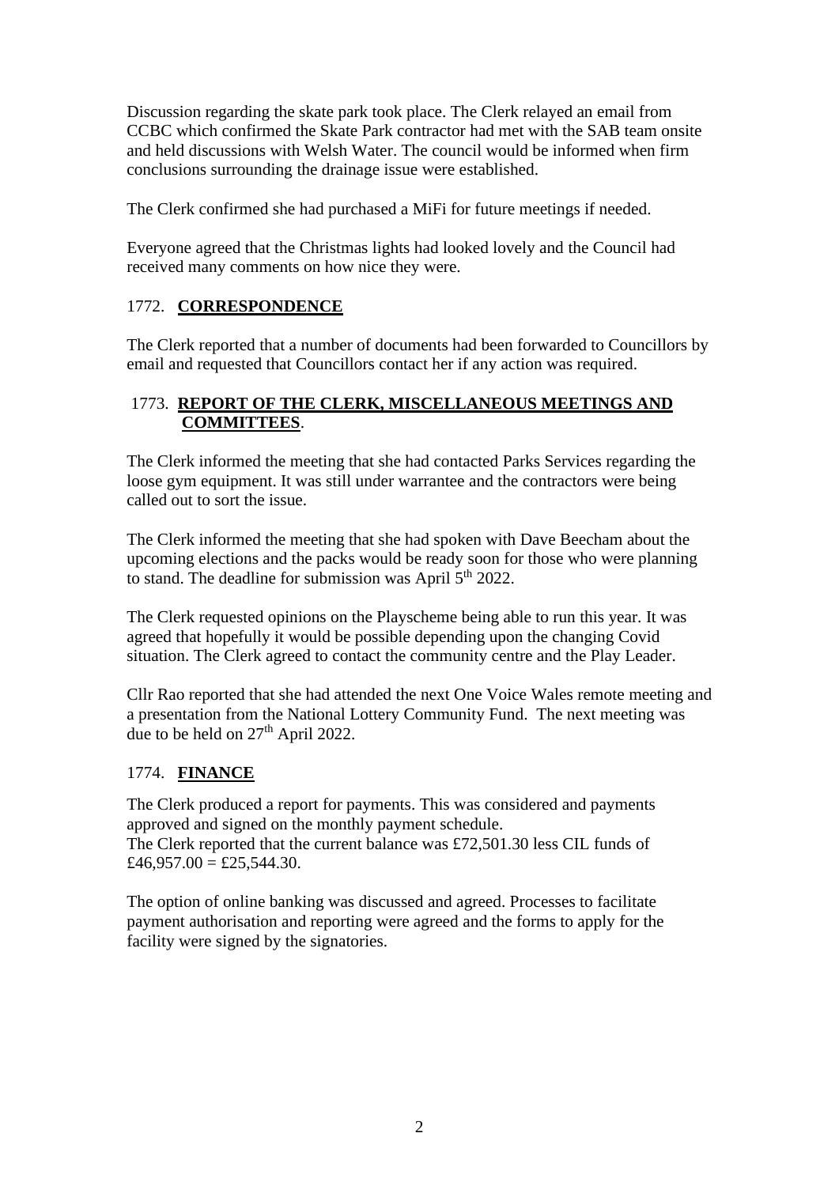Discussion regarding the skate park took place. The Clerk relayed an email from CCBC which confirmed the Skate Park contractor had met with the SAB team onsite and held discussions with Welsh Water. The council would be informed when firm conclusions surrounding the drainage issue were established.

The Clerk confirmed she had purchased a MiFi for future meetings if needed.

Everyone agreed that the Christmas lights had looked lovely and the Council had received many comments on how nice they were.

## 1772. **CORRESPONDENCE**

The Clerk reported that a number of documents had been forwarded to Councillors by email and requested that Councillors contact her if any action was required.

## 1773. **REPORT OF THE CLERK, MISCELLANEOUS MEETINGS AND COMMITTEES**.

The Clerk informed the meeting that she had contacted Parks Services regarding the loose gym equipment. It was still under warrantee and the contractors were being called out to sort the issue.

The Clerk informed the meeting that she had spoken with Dave Beecham about the upcoming elections and the packs would be ready soon for those who were planning to stand. The deadline for submission was April 5th 2022.

The Clerk requested opinions on the Playscheme being able to run this year. It was agreed that hopefully it would be possible depending upon the changing Covid situation. The Clerk agreed to contact the community centre and the Play Leader.

Cllr Rao reported that she had attended the next One Voice Wales remote meeting and a presentation from the National Lottery Community Fund. The next meeting was due to be held on 27th April 2022.

## 1774. **FINANCE**

The Clerk produced a report for payments. This was considered and payments approved and signed on the monthly payment schedule.
The Clerk reported that the current balance was £72,501.30 less CIL funds of £46,957.00 = £25,544.30.

The option of online banking was discussed and agreed. Processes to facilitate payment authorisation and reporting were agreed and the forms to apply for the facility were signed by the signatories.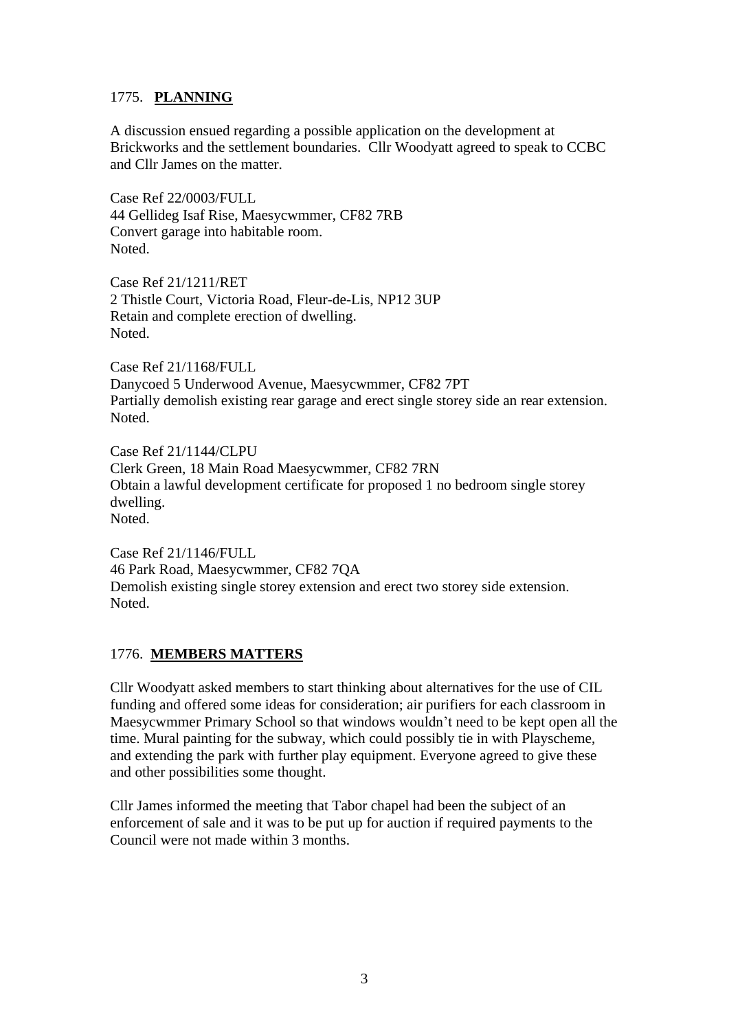## 1775. **PLANNING**

A discussion ensued regarding a possible application on the development at Brickworks and the settlement boundaries. Cllr Woodyatt agreed to speak to CCBC and Cllr James on the matter.

Case Ref 22/0003/FULL
44 Gellideg Isaf Rise, Maesycwmmer, CF82 7RB
Convert garage into habitable room.
Noted.

Case Ref 21/1211/RET
2 Thistle Court, Victoria Road, Fleur-de-Lis, NP12 3UP
Retain and complete erection of dwelling.
Noted.

Case Ref 21/1168/FULL
Danycoed 5 Underwood Avenue, Maesycwmmer, CF82 7PT
Partially demolish existing rear garage and erect single storey side an rear extension.
Noted.

Case Ref 21/1144/CLPU
Clerk Green, 18 Main Road Maesycwmmer, CF82 7RN
Obtain a lawful development certificate for proposed 1 no bedroom single storey dwelling.
Noted.

Case Ref 21/1146/FULL
46 Park Road, Maesycwmmer, CF82 7QA
Demolish existing single storey extension and erect two storey side extension.
Noted.

## 1776. **MEMBERS MATTERS**

Cllr Woodyatt asked members to start thinking about alternatives for the use of CIL funding and offered some ideas for consideration; air purifiers for each classroom in Maesycwmmer Primary School so that windows wouldn't need to be kept open all the time. Mural painting for the subway, which could possibly tie in with Playscheme, and extending the park with further play equipment. Everyone agreed to give these and other possibilities some thought.

Cllr James informed the meeting that Tabor chapel had been the subject of an enforcement of sale and it was to be put up for auction if required payments to the Council were not made within 3 months.